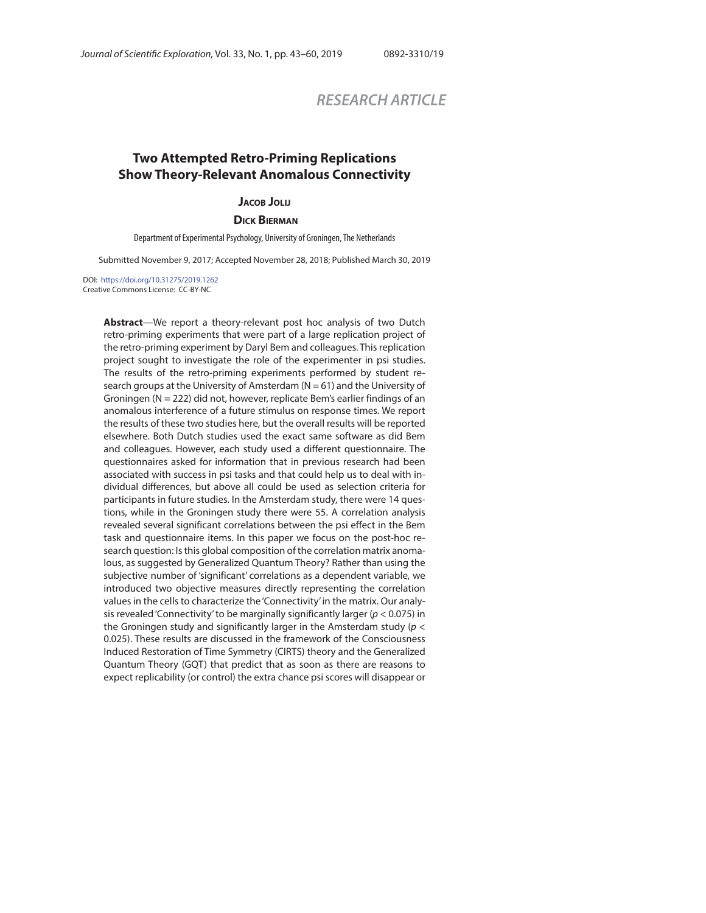RESEARCH ARTICLE

# Two Attempted Retro-Priming Replications Show Theory-Relevant Anomalous Connectivity

**Jacob Jolij**

**Dick Bierman**

Department of Experimental Psychology, University of Groningen, The Netherlands

Submitted November 9, 2017; Accepted November 28, 2018; Published March 30, 2019

DOI: https://doi.org/10.31275/2019.1262
Creative Commons License: CC-BY-NC

**Abstract**—We report a theory-relevant post hoc analysis of two Dutch retro-priming experiments that were part of a large replication project of the retro-priming experiment by Daryl Bem and colleagues. This replication project sought to investigate the role of the experimenter in psi studies. The results of the retro-priming experiments performed by student research groups at the University of Amsterdam (N = 61) and the University of Groningen (N = 222) did not, however, replicate Bem's earlier findings of an anomalous interference of a future stimulus on response times. We report the results of these two studies here, but the overall results will be reported elsewhere. Both Dutch studies used the exact same software as did Bem and colleagues. However, each study used a different questionnaire. The questionnaires asked for information that in previous research had been associated with success in psi tasks and that could help us to deal with individual differences, but above all could be used as selection criteria for participants in future studies. In the Amsterdam study, there were 14 questions, while in the Groningen study there were 55. A correlation analysis revealed several significant correlations between the psi effect in the Bem task and questionnaire items. In this paper we focus on the post-hoc research question: Is this global composition of the correlation matrix anomalous, as suggested by Generalized Quantum Theory? Rather than using the subjective number of 'significant' correlations as a dependent variable, we introduced two objective measures directly representing the correlation values in the cells to characterize the 'Connectivity' in the matrix. Our analysis revealed 'Connectivity' to be marginally significantly larger ($p < 0.075$) in the Groningen study and significantly larger in the Amsterdam study ($p < 0.025$). These results are discussed in the framework of the Consciousness Induced Restoration of Time Symmetry (CIRTS) theory and the Generalized Quantum Theory (GQT) that predict that as soon as there are reasons to expect replicability (or control) the extra chance psi scores will disappear or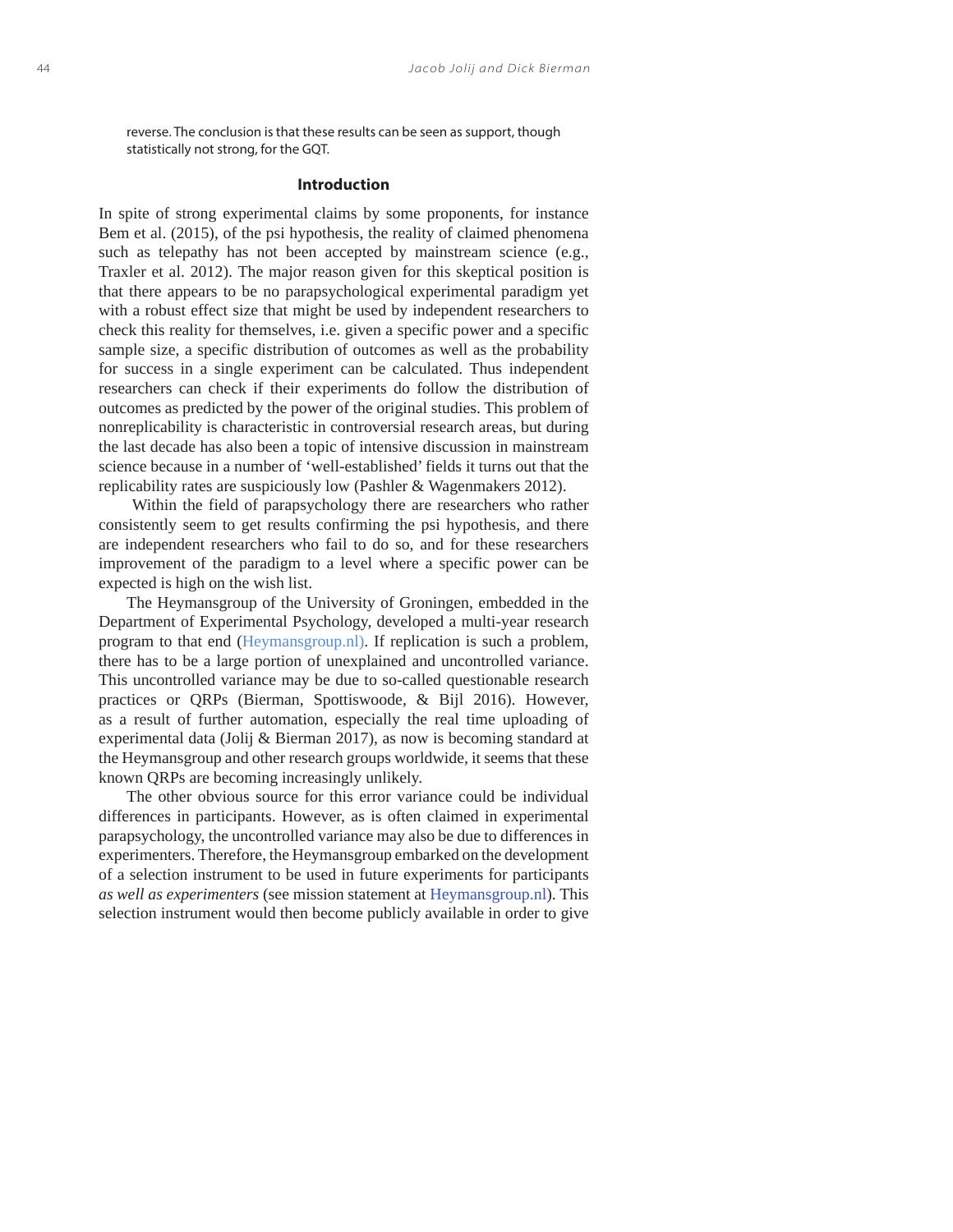reverse. The conclusion is that these results can be seen as support, though statistically not strong, for the GQT.

## Introduction

In spite of strong experimental claims by some proponents, for instance Bem et al. (2015), of the psi hypothesis, the reality of claimed phenomena such as telepathy has not been accepted by mainstream science (e.g., Traxler et al. 2012). The major reason given for this skeptical position is that there appears to be no parapsychological experimental paradigm yet with a robust effect size that might be used by independent researchers to check this reality for themselves, i.e. given a specific power and a specific sample size, a specific distribution of outcomes as well as the probability for success in a single experiment can be calculated. Thus independent researchers can check if their experiments do follow the distribution of outcomes as predicted by the power of the original studies. This problem of nonreplicability is characteristic in controversial research areas, but during the last decade has also been a topic of intensive discussion in mainstream science because in a number of 'well-established' fields it turns out that the replicability rates are suspiciously low (Pashler & Wagenmakers 2012).

Within the field of parapsychology there are researchers who rather consistently seem to get results confirming the psi hypothesis, and there are independent researchers who fail to do so, and for these researchers improvement of the paradigm to a level where a specific power can be expected is high on the wish list.

The Heymansgroup of the University of Groningen, embedded in the Department of Experimental Psychology, developed a multi-year research program to that end (Heymansgroup.nl). If replication is such a problem, there has to be a large portion of unexplained and uncontrolled variance. This uncontrolled variance may be due to so-called questionable research practices or QRPs (Bierman, Spottiswoode, & Bijl 2016). However, as a result of further automation, especially the real time uploading of experimental data (Jolij & Bierman 2017), as now is becoming standard at the Heymansgroup and other research groups worldwide, it seems that these known QRPs are becoming increasingly unlikely.

The other obvious source for this error variance could be individual differences in participants. However, as is often claimed in experimental parapsychology, the uncontrolled variance may also be due to differences in experimenters. Therefore, the Heymansgroup embarked on the development of a selection instrument to be used in future experiments for participants *as well as experimenters* (see mission statement at Heymansgroup.nl). This selection instrument would then become publicly available in order to give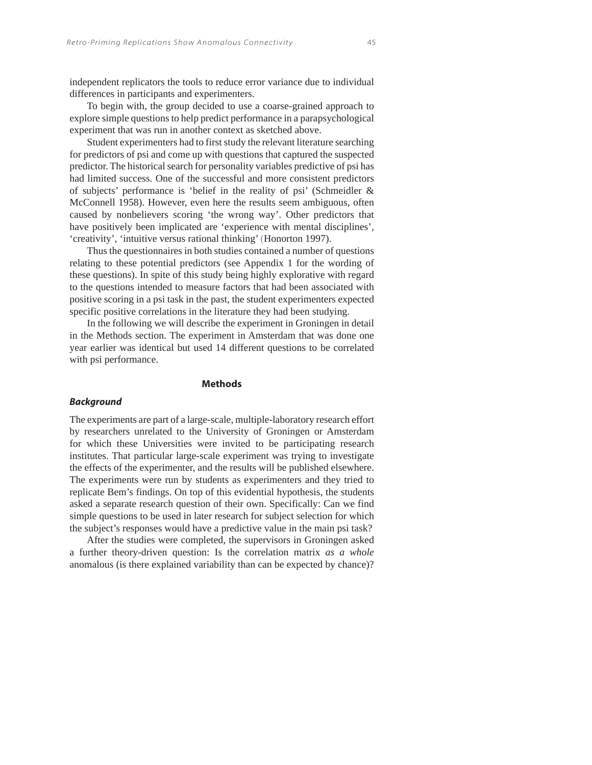independent replicators the tools to reduce error variance due to individual differences in participants and experimenters.

To begin with, the group decided to use a coarse-grained approach to explore simple questions to help predict performance in a parapsychological experiment that was run in another context as sketched above.

Student experimenters had to first study the relevant literature searching for predictors of psi and come up with questions that captured the suspected predictor. The historical search for personality variables predictive of psi has had limited success. One of the successful and more consistent predictors of subjects' performance is 'belief in the reality of psi' (Schmeidler & McConnell 1958). However, even here the results seem ambiguous, often caused by nonbelievers scoring 'the wrong way'. Other predictors that have positively been implicated are 'experience with mental disciplines', 'creativity', 'intuitive versus rational thinking' (Honorton 1997).

Thus the questionnaires in both studies contained a number of questions relating to these potential predictors (see Appendix 1 for the wording of these questions). In spite of this study being highly explorative with regard to the questions intended to measure factors that had been associated with positive scoring in a psi task in the past, the student experimenters expected specific positive correlations in the literature they had been studying.

In the following we will describe the experiment in Groningen in detail in the Methods section. The experiment in Amsterdam that was done one year earlier was identical but used 14 different questions to be correlated with psi performance.

## Methods

### *Background*

The experiments are part of a large-scale, multiple-laboratory research effort by researchers unrelated to the University of Groningen or Amsterdam for which these Universities were invited to be participating research institutes. That particular large-scale experiment was trying to investigate the effects of the experimenter, and the results will be published elsewhere. The experiments were run by students as experimenters and they tried to replicate Bem's findings. On top of this evidential hypothesis, the students asked a separate research question of their own. Specifically: Can we find simple questions to be used in later research for subject selection for which the subject's responses would have a predictive value in the main psi task?

After the studies were completed, the supervisors in Groningen asked a further theory-driven question: Is the correlation matrix *as a whole* anomalous (is there explained variability than can be expected by chance)?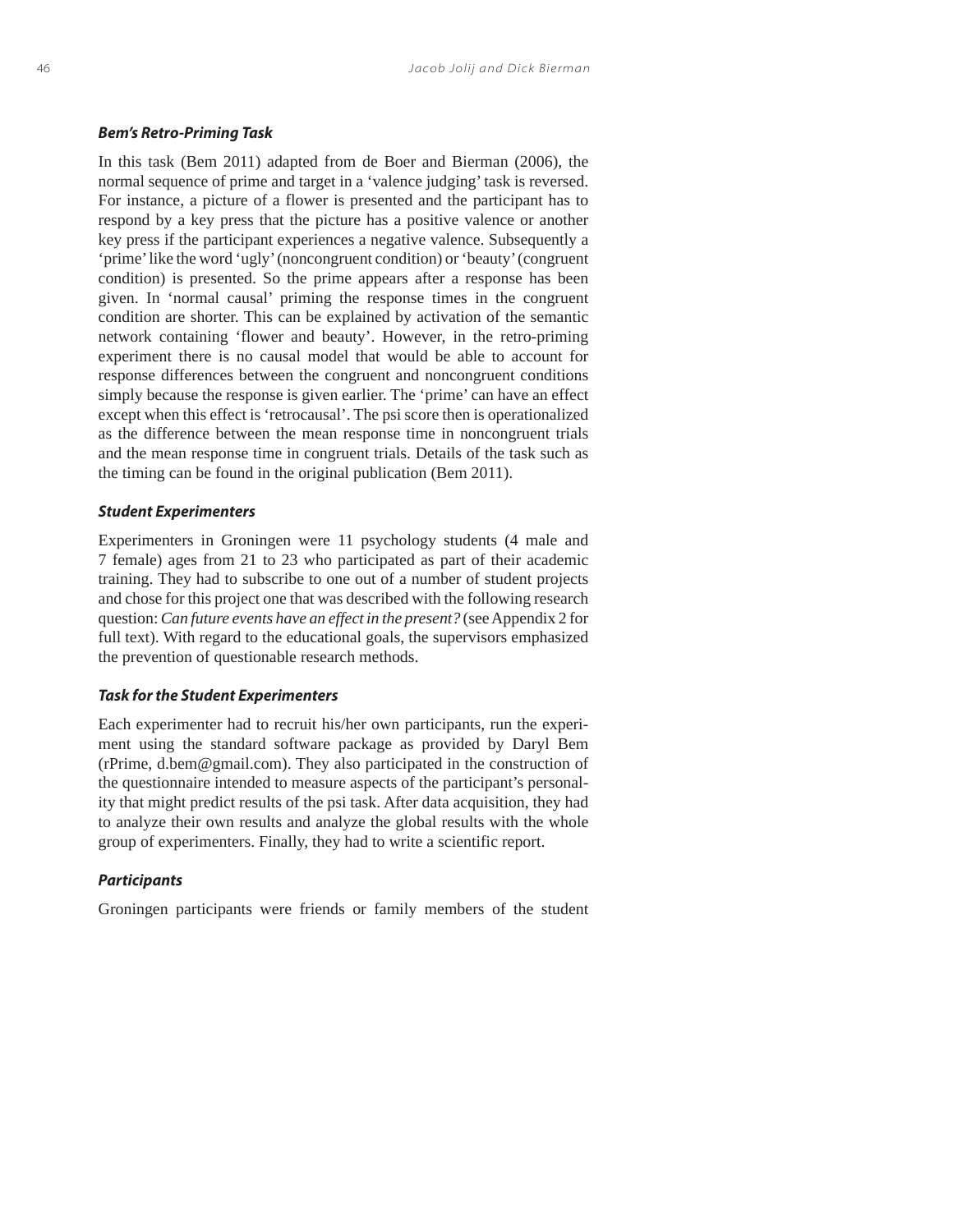### *Bem's Retro-Priming Task*

In this task (Bem 2011) adapted from de Boer and Bierman (2006), the normal sequence of prime and target in a 'valence judging' task is reversed. For instance, a picture of a flower is presented and the participant has to respond by a key press that the picture has a positive valence or another key press if the participant experiences a negative valence. Subsequently a 'prime' like the word 'ugly' (noncongruent condition) or 'beauty' (congruent condition) is presented. So the prime appears after a response has been given. In 'normal causal' priming the response times in the congruent condition are shorter. This can be explained by activation of the semantic network containing 'flower and beauty'. However, in the retro-priming experiment there is no causal model that would be able to account for response differences between the congruent and noncongruent conditions simply because the response is given earlier. The 'prime' can have an effect except when this effect is 'retrocausal'. The psi score then is operationalized as the difference between the mean response time in noncongruent trials and the mean response time in congruent trials. Details of the task such as the timing can be found in the original publication (Bem 2011).

### *Student Experimenters*

Experimenters in Groningen were 11 psychology students (4 male and 7 female) ages from 21 to 23 who participated as part of their academic training. They had to subscribe to one out of a number of student projects and chose for this project one that was described with the following research question: *Can future events have an effect in the present?* (see Appendix 2 for full text). With regard to the educational goals, the supervisors emphasized the prevention of questionable research methods.

### *Task for the Student Experimenters*

Each experimenter had to recruit his/her own participants, run the experiment using the standard software package as provided by Daryl Bem (rPrime, d.bem@gmail.com). They also participated in the construction of the questionnaire intended to measure aspects of the participant's personality that might predict results of the psi task. After data acquisition, they had to analyze their own results and analyze the global results with the whole group of experimenters. Finally, they had to write a scientific report.

### *Participants*

Groningen participants were friends or family members of the student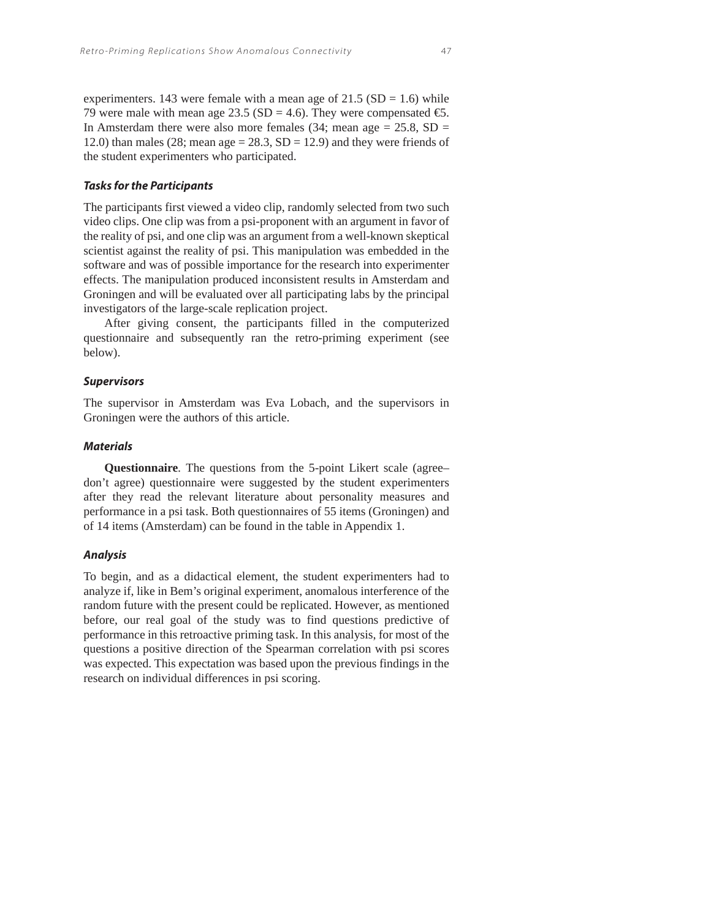experimenters. 143 were female with a mean age of 21.5 (SD = 1.6) while 79 were male with mean age 23.5 (SD = 4.6). They were compensated €5. In Amsterdam there were also more females (34; mean age = 25.8, SD = 12.0) than males (28; mean age = 28.3, SD = 12.9) and they were friends of the student experimenters who participated.

### *Tasks for the Participants*

The participants first viewed a video clip, randomly selected from two such video clips. One clip was from a psi-proponent with an argument in favor of the reality of psi, and one clip was an argument from a well-known skeptical scientist against the reality of psi. This manipulation was embedded in the software and was of possible importance for the research into experimenter effects. The manipulation produced inconsistent results in Amsterdam and Groningen and will be evaluated over all participating labs by the principal investigators of the large-scale replication project.

After giving consent, the participants filled in the computerized questionnaire and subsequently ran the retro-priming experiment (see below).

### *Supervisors*

The supervisor in Amsterdam was Eva Lobach, and the supervisors in Groningen were the authors of this article.

### *Materials*

**Questionnaire**. The questions from the 5-point Likert scale (agree–don't agree) questionnaire were suggested by the student experimenters after they read the relevant literature about personality measures and performance in a psi task. Both questionnaires of 55 items (Groningen) and of 14 items (Amsterdam) can be found in the table in Appendix 1.

### *Analysis*

To begin, and as a didactical element, the student experimenters had to analyze if, like in Bem's original experiment, anomalous interference of the random future with the present could be replicated. However, as mentioned before, our real goal of the study was to find questions predictive of performance in this retroactive priming task. In this analysis, for most of the questions a positive direction of the Spearman correlation with psi scores was expected. This expectation was based upon the previous findings in the research on individual differences in psi scoring.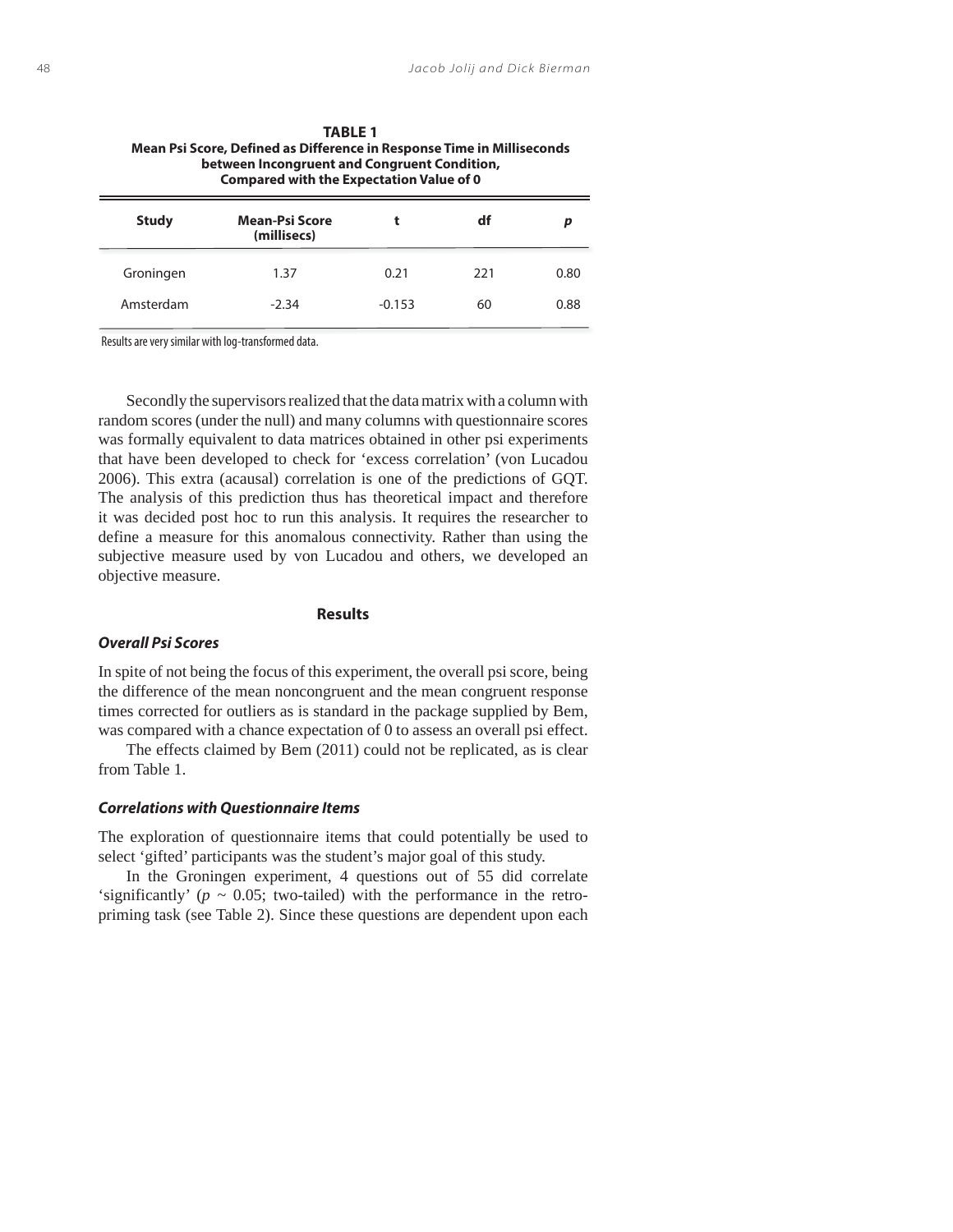**TABLE 1**
**Mean Psi Score, Defined as Difference in Response Time in Milliseconds between Incongruent and Congruent Condition, Compared with the Expectation Value of 0**

| Study | Mean-Psi Score (millisecs) | t | df | *p* |
|---|---|---|---|---|
| Groningen | 1.37 | 0.21 | 221 | 0.80 |
| Amsterdam | -2.34 | -0.153 | 60 | 0.88 |

Results are very similar with log-transformed data.

Secondly the supervisors realized that the data matrix with a column with random scores (under the null) and many columns with questionnaire scores was formally equivalent to data matrices obtained in other psi experiments that have been developed to check for 'excess correlation' (von Lucadou 2006). This extra (acausal) correlation is one of the predictions of GQT. The analysis of this prediction thus has theoretical impact and therefore it was decided post hoc to run this analysis. It requires the researcher to define a measure for this anomalous connectivity. Rather than using the subjective measure used by von Lucadou and others, we developed an objective measure.

## Results

### *Overall Psi Scores*

In spite of not being the focus of this experiment, the overall psi score, being the difference of the mean noncongruent and the mean congruent response times corrected for outliers as is standard in the package supplied by Bem, was compared with a chance expectation of 0 to assess an overall psi effect.

The effects claimed by Bem (2011) could not be replicated, as is clear from Table 1.

### *Correlations with Questionnaire Items*

The exploration of questionnaire items that could potentially be used to select 'gifted' participants was the student's major goal of this study.

In the Groningen experiment, 4 questions out of 55 did correlate 'significantly' ($p \sim 0.05$; two-tailed) with the performance in the retro-priming task (see Table 2). Since these questions are dependent upon each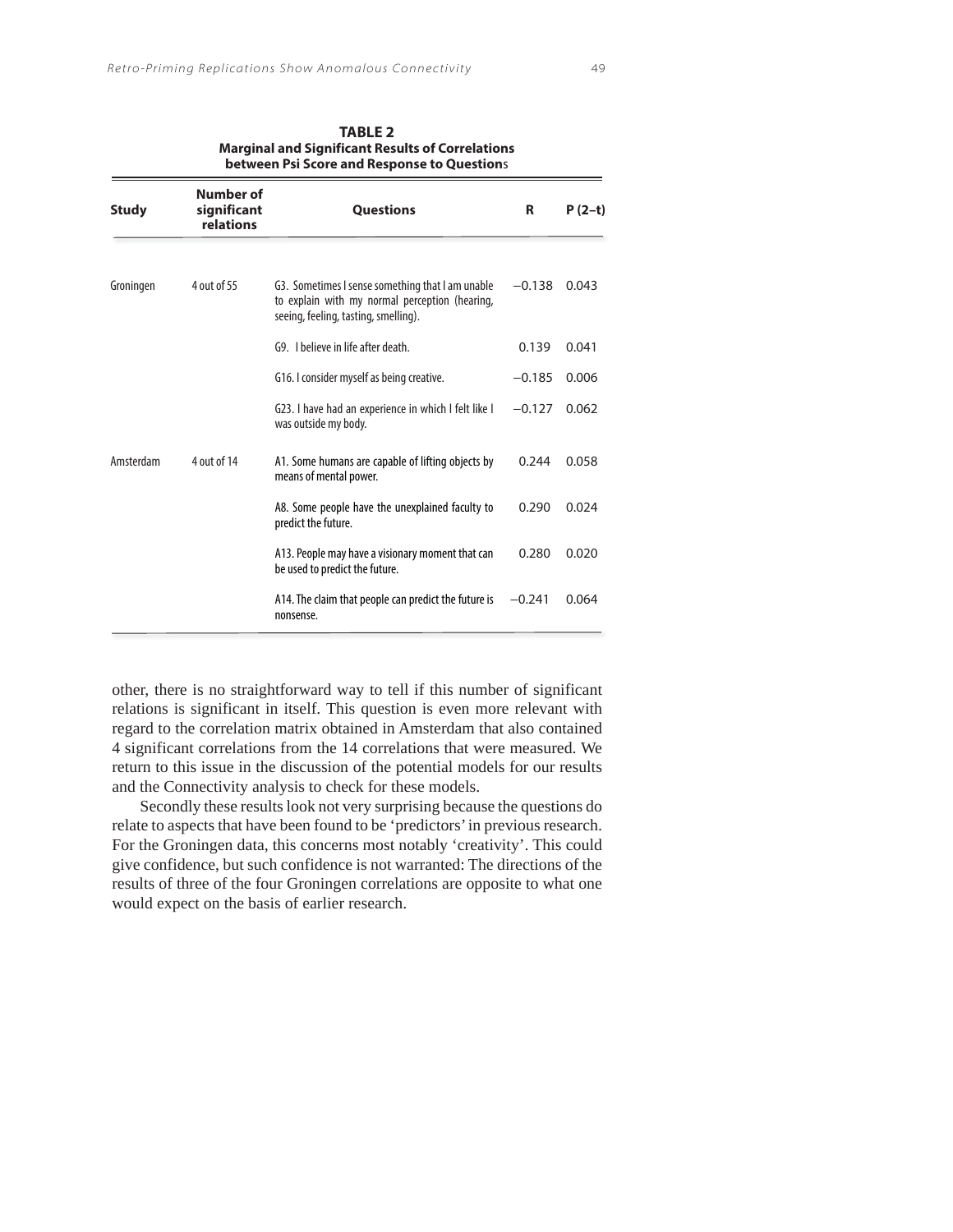**TABLE 2**
**Marginal and Significant Results of Correlations between Psi Score and Response to Questions**

| Study | Number of significant relations | Questions | R | P (2–t) |
|---|---|---|---|---|
| Groningen | 4 out of 55 | G3. Sometimes I sense something that I am unable to explain with my normal perception (hearing, seeing, feeling, tasting, smelling). | −0.138 | 0.043 |
| | | G9. I believe in life after death. | 0.139 | 0.041 |
| | | G16. I consider myself as being creative. | −0.185 | 0.006 |
| | | G23. I have had an experience in which I felt like I was outside my body. | −0.127 | 0.062 |
| Amsterdam | 4 out of 14 | A1. Some humans are capable of lifting objects by means of mental power. | 0.244 | 0.058 |
| | | A8. Some people have the unexplained faculty to predict the future. | 0.290 | 0.024 |
| | | A13. People may have a visionary moment that can be used to predict the future. | 0.280 | 0.020 |
| | | A14. The claim that people can predict the future is nonsense. | −0.241 | 0.064 |

other, there is no straightforward way to tell if this number of significant relations is significant in itself. This question is even more relevant with regard to the correlation matrix obtained in Amsterdam that also contained 4 significant correlations from the 14 correlations that were measured. We return to this issue in the discussion of the potential models for our results and the Connectivity analysis to check for these models.

Secondly these results look not very surprising because the questions do relate to aspects that have been found to be 'predictors' in previous research. For the Groningen data, this concerns most notably 'creativity'. This could give confidence, but such confidence is not warranted: The directions of the results of three of the four Groningen correlations are opposite to what one would expect on the basis of earlier research.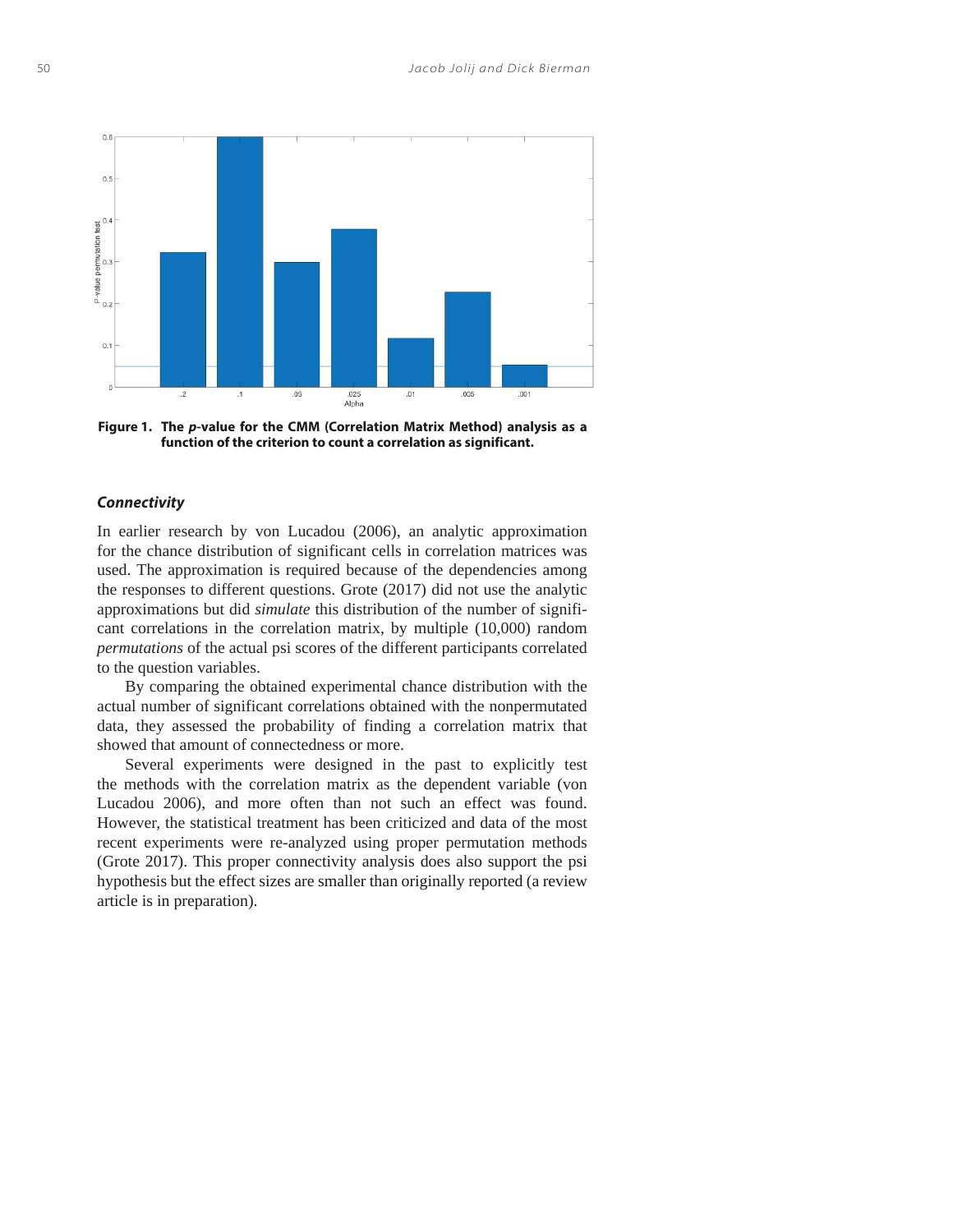**Figure 1. The *p*-value for the CMM (Correlation Matrix Method) analysis as a function of the criterion to count a correlation as significant.**

### *Connectivity*

In earlier research by von Lucadou (2006), an analytic approximation for the chance distribution of significant cells in correlation matrices was used. The approximation is required because of the dependencies among the responses to different questions. Grote (2017) did not use the analytic approximations but did *simulate* this distribution of the number of significant correlations in the correlation matrix, by multiple (10,000) random *permutations* of the actual psi scores of the different participants correlated to the question variables.

By comparing the obtained experimental chance distribution with the actual number of significant correlations obtained with the nonpermutated data, they assessed the probability of finding a correlation matrix that showed that amount of connectedness or more.

Several experiments were designed in the past to explicitly test the methods with the correlation matrix as the dependent variable (von Lucadou 2006), and more often than not such an effect was found. However, the statistical treatment has been criticized and data of the most recent experiments were re-analyzed using proper permutation methods (Grote 2017). This proper connectivity analysis does also support the psi hypothesis but the effect sizes are smaller than originally reported (a review article is in preparation).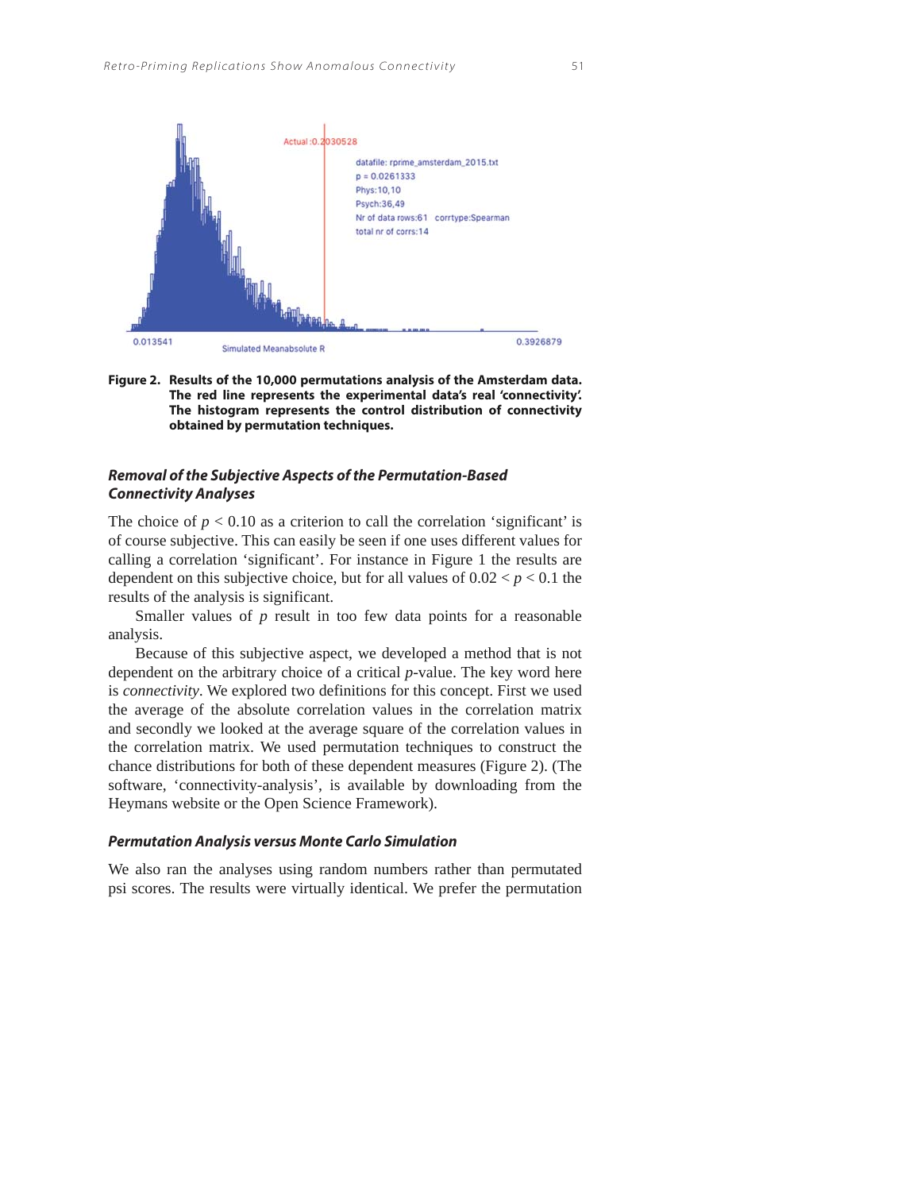**Figure 2. Results of the 10,000 permutations analysis of the Amsterdam data. The red line represents the experimental data's real 'connectivity'. The histogram represents the control distribution of connectivity obtained by permutation techniques.**

### *Removal of the Subjective Aspects of the Permutation-Based Connectivity Analyses*

The choice of $p < 0.10$ as a criterion to call the correlation 'significant' is of course subjective. This can easily be seen if one uses different values for calling a correlation 'significant'. For instance in Figure 1 the results are dependent on this subjective choice, but for all values of $0.02 < p < 0.1$ the results of the analysis is significant.

Smaller values of $p$ result in too few data points for a reasonable analysis.

Because of this subjective aspect, we developed a method that is not dependent on the arbitrary choice of a critical $p$-value. The key word here is *connectivity*. We explored two definitions for this concept. First we used the average of the absolute correlation values in the correlation matrix and secondly we looked at the average square of the correlation values in the correlation matrix. We used permutation techniques to construct the chance distributions for both of these dependent measures (Figure 2). (The software, 'connectivity-analysis', is available by downloading from the Heymans website or the Open Science Framework).

### *Permutation Analysis versus Monte Carlo Simulation*

We also ran the analyses using random numbers rather than permutated psi scores. The results were virtually identical. We prefer the permutation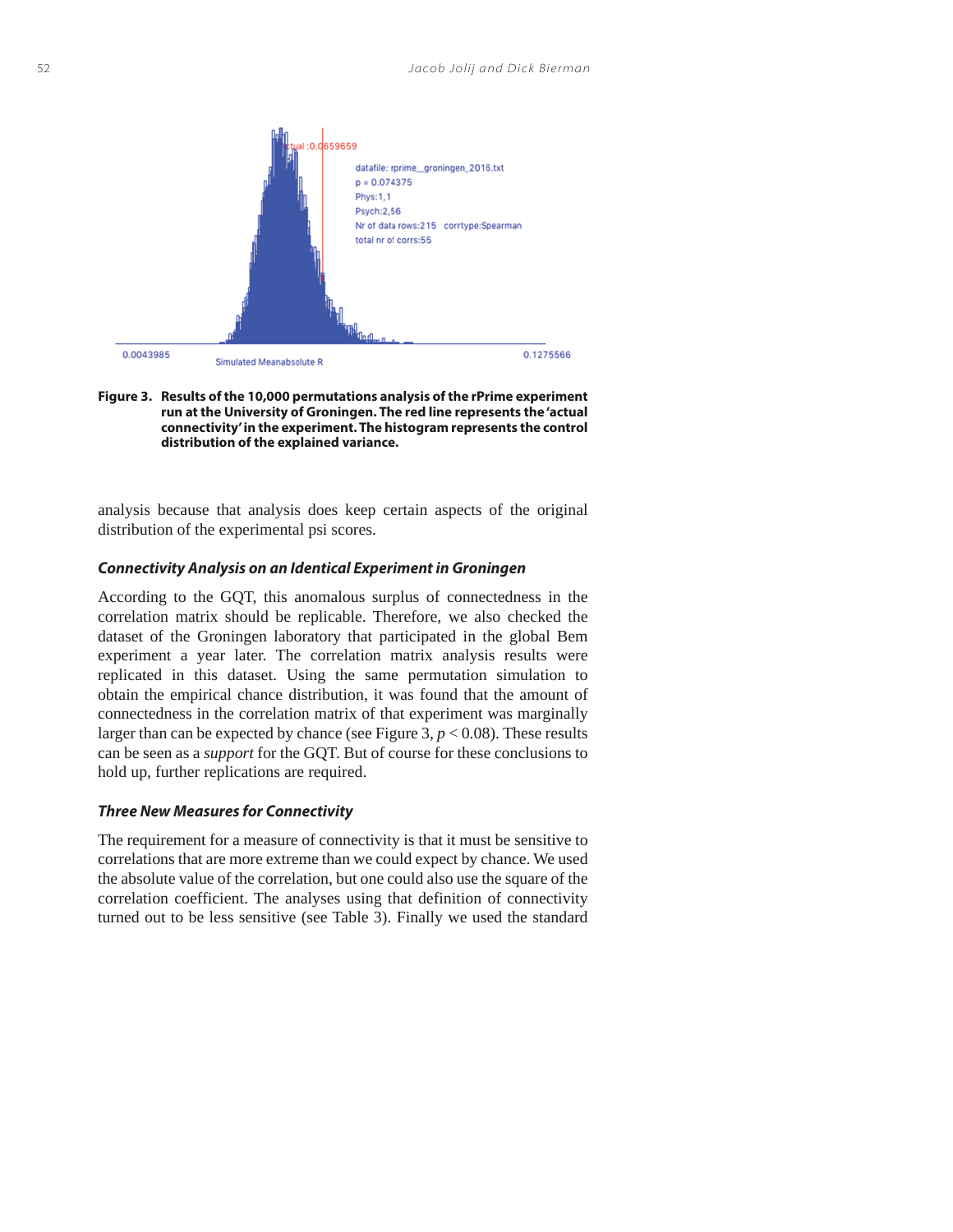**Figure 3. Results of the 10,000 permutations analysis of the rPrime experiment run at the University of Groningen. The red line represents the 'actual connectivity' in the experiment. The histogram represents the control distribution of the explained variance.**

analysis because that analysis does keep certain aspects of the original distribution of the experimental psi scores.

### *Connectivity Analysis on an Identical Experiment in Groningen*

According to the GQT, this anomalous surplus of connectedness in the correlation matrix should be replicable. Therefore, we also checked the dataset of the Groningen laboratory that participated in the global Bem experiment a year later. The correlation matrix analysis results were replicated in this dataset. Using the same permutation simulation to obtain the empirical chance distribution, it was found that the amount of connectedness in the correlation matrix of that experiment was marginally larger than can be expected by chance (see Figure 3, $p < 0.08$). These results can be seen as a *support* for the GQT. But of course for these conclusions to hold up, further replications are required.

### *Three New Measures for Connectivity*

The requirement for a measure of connectivity is that it must be sensitive to correlations that are more extreme than we could expect by chance. We used the absolute value of the correlation, but one could also use the square of the correlation coefficient. The analyses using that definition of connectivity turned out to be less sensitive (see Table 3). Finally we used the standard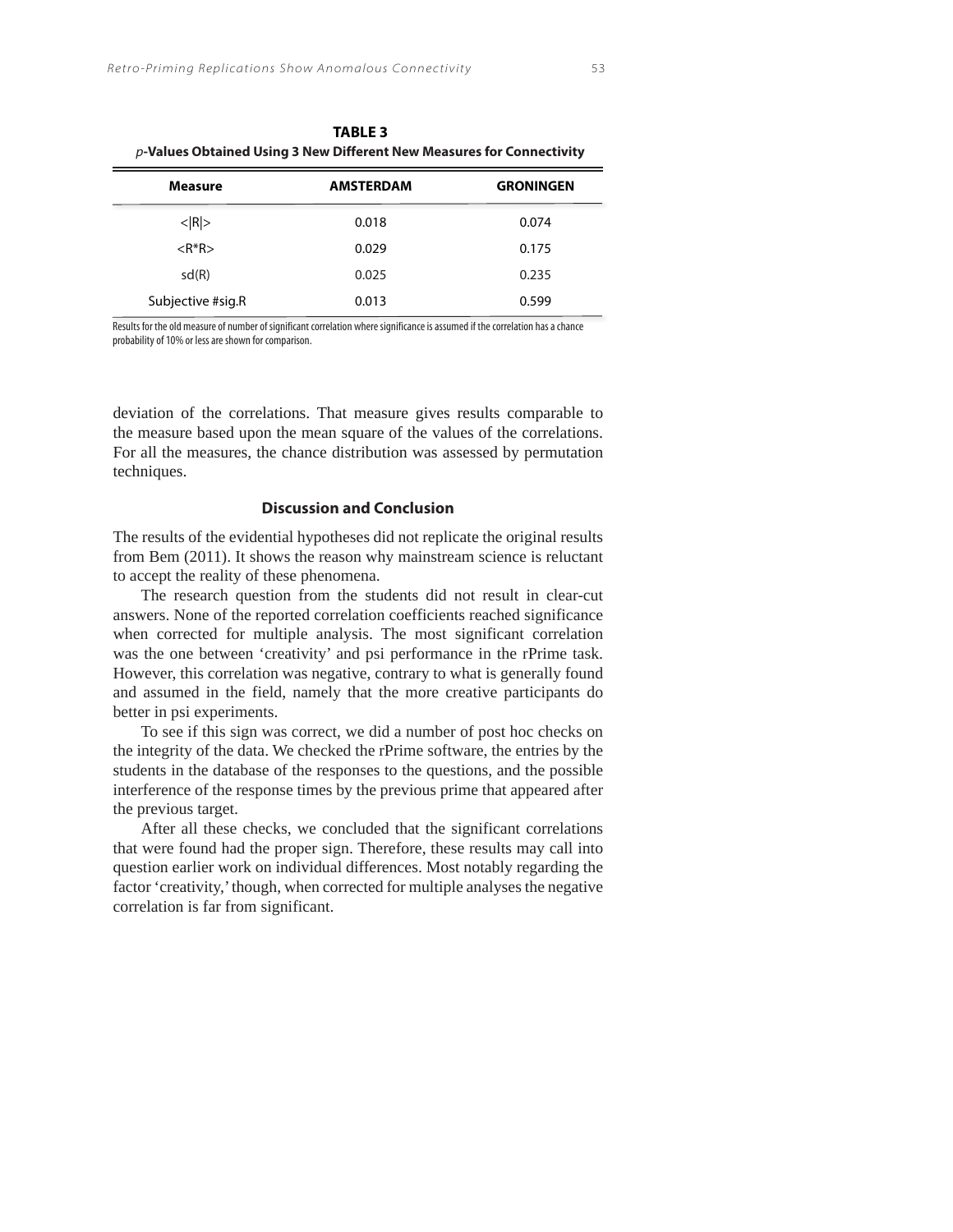**TABLE 3**
***p*-Values Obtained Using 3 New Different New Measures for Connectivity**

| Measure | AMSTERDAM | GRONINGEN |
|---|---|---|
| <\|R\|> | 0.018 | 0.074 |
| <R*R> | 0.029 | 0.175 |
| sd(R) | 0.025 | 0.235 |
| Subjective #sig.R | 0.013 | 0.599 |

Results for the old measure of number of significant correlation where significance is assumed if the correlation has a chance probability of 10% or less are shown for comparison.

deviation of the correlations. That measure gives results comparable to the measure based upon the mean square of the values of the correlations. For all the measures, the chance distribution was assessed by permutation techniques.

### Discussion and Conclusion

The results of the evidential hypotheses did not replicate the original results from Bem (2011). It shows the reason why mainstream science is reluctant to accept the reality of these phenomena.

The research question from the students did not result in clear-cut answers. None of the reported correlation coefficients reached significance when corrected for multiple analysis. The most significant correlation was the one between 'creativity' and psi performance in the rPrime task. However, this correlation was negative, contrary to what is generally found and assumed in the field, namely that the more creative participants do better in psi experiments.

To see if this sign was correct, we did a number of post hoc checks on the integrity of the data. We checked the rPrime software, the entries by the students in the database of the responses to the questions, and the possible interference of the response times by the previous prime that appeared after the previous target.

After all these checks, we concluded that the significant correlations that were found had the proper sign. Therefore, these results may call into question earlier work on individual differences. Most notably regarding the factor 'creativity,' though, when corrected for multiple analyses the negative correlation is far from significant.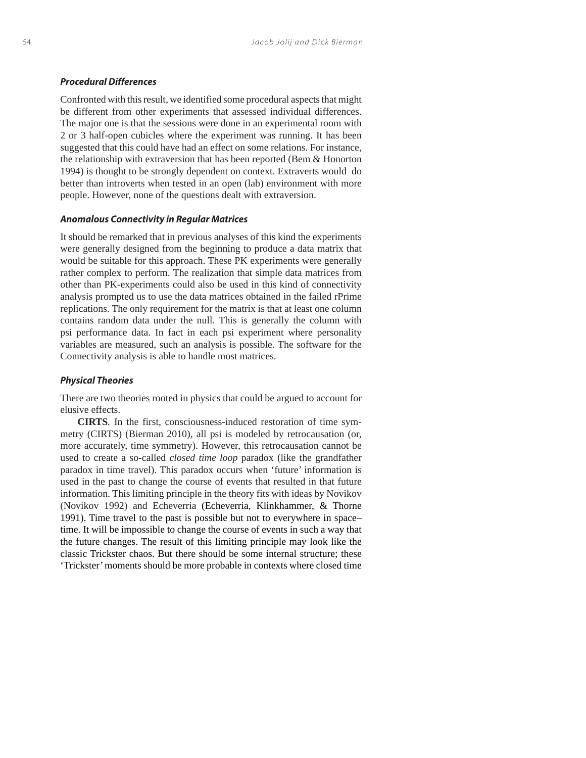### *Procedural Differences*

Confronted with this result, we identified some procedural aspects that might be different from other experiments that assessed individual differences. The major one is that the sessions were done in an experimental room with 2 or 3 half-open cubicles where the experiment was running. It has been suggested that this could have had an effect on some relations. For instance, the relationship with extraversion that has been reported (Bem & Honorton 1994) is thought to be strongly dependent on context. Extraverts would do better than introverts when tested in an open (lab) environment with more people. However, none of the questions dealt with extraversion.

### *Anomalous Connectivity in Regular Matrices*

It should be remarked that in previous analyses of this kind the experiments were generally designed from the beginning to produce a data matrix that would be suitable for this approach. These PK experiments were generally rather complex to perform. The realization that simple data matrices from other than PK-experiments could also be used in this kind of connectivity analysis prompted us to use the data matrices obtained in the failed rPrime replications. The only requirement for the matrix is that at least one column contains random data under the null. This is generally the column with psi performance data. In fact in each psi experiment where personality variables are measured, such an analysis is possible. The software for the Connectivity analysis is able to handle most matrices.

### *Physical Theories*

There are two theories rooted in physics that could be argued to account for elusive effects.

**CIRTS**. In the first, consciousness-induced restoration of time symmetry (CIRTS) (Bierman 2010), all psi is modeled by retrocausation (or, more accurately, time symmetry). However, this retrocausation cannot be used to create a so-called *closed time loop* paradox (like the grandfather paradox in time travel). This paradox occurs when 'future' information is used in the past to change the course of events that resulted in that future information. This limiting principle in the theory fits with ideas by Novikov (Novikov 1992) and Echeverria (Echeverria, Klinkhammer, & Thorne 1991). Time travel to the past is possible but not to everywhere in space–time. It will be impossible to change the course of events in such a way that the future changes. The result of this limiting principle may look like the classic Trickster chaos. But there should be some internal structure; these 'Trickster' moments should be more probable in contexts where closed time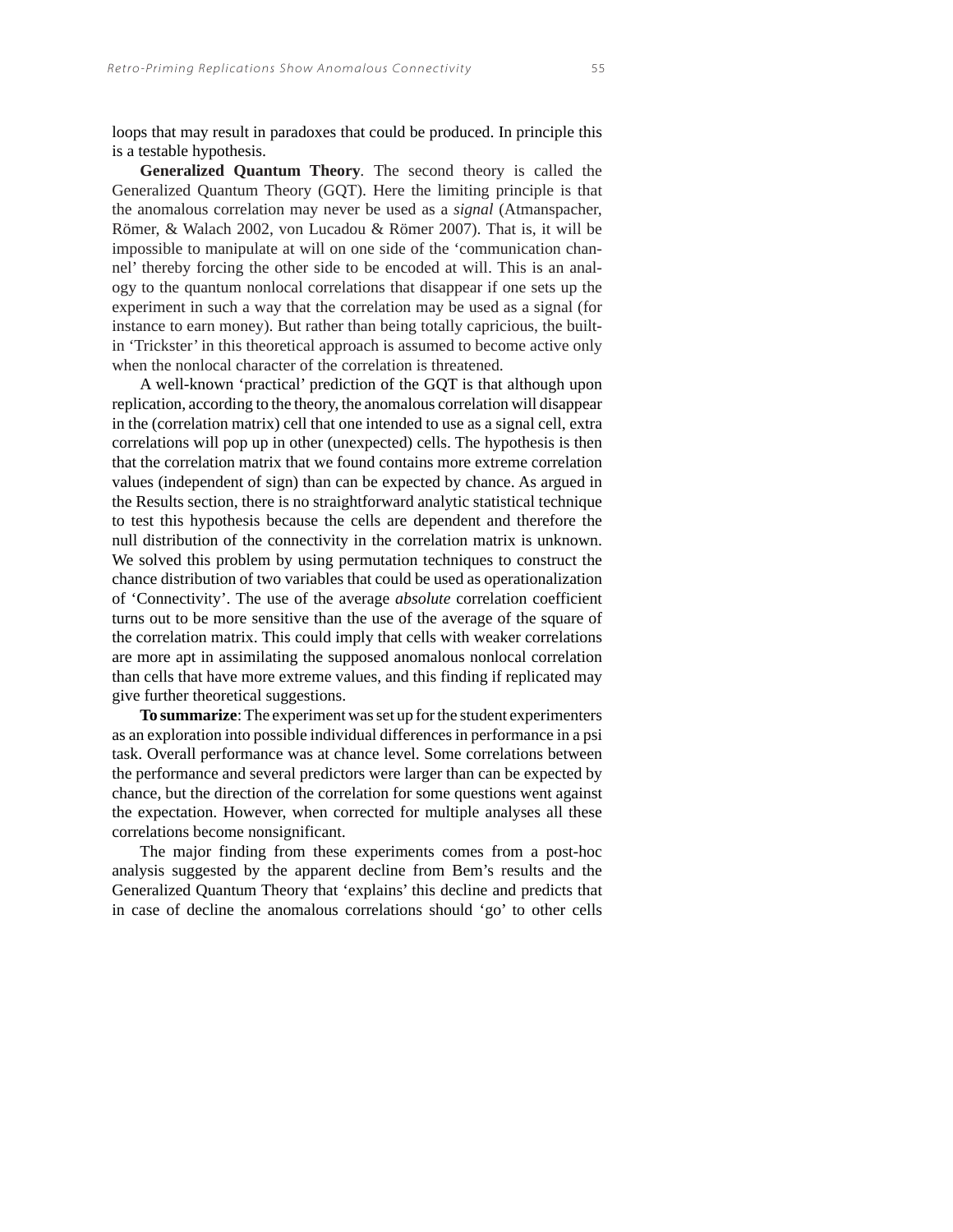loops that may result in paradoxes that could be produced. In principle this is a testable hypothesis.

**Generalized Quantum Theory**. The second theory is called the Generalized Quantum Theory (GQT). Here the limiting principle is that the anomalous correlation may never be used as a *signal* (Atmanspacher, Römer, & Walach 2002, von Lucadou & Römer 2007). That is, it will be impossible to manipulate at will on one side of the 'communication channel' thereby forcing the other side to be encoded at will. This is an analogy to the quantum nonlocal correlations that disappear if one sets up the experiment in such a way that the correlation may be used as a signal (for instance to earn money). But rather than being totally capricious, the built-in 'Trickster' in this theoretical approach is assumed to become active only when the nonlocal character of the correlation is threatened.

A well-known 'practical' prediction of the GQT is that although upon replication, according to the theory, the anomalous correlation will disappear in the (correlation matrix) cell that one intended to use as a signal cell, extra correlations will pop up in other (unexpected) cells. The hypothesis is then that the correlation matrix that we found contains more extreme correlation values (independent of sign) than can be expected by chance. As argued in the Results section, there is no straightforward analytic statistical technique to test this hypothesis because the cells are dependent and therefore the null distribution of the connectivity in the correlation matrix is unknown. We solved this problem by using permutation techniques to construct the chance distribution of two variables that could be used as operationalization of 'Connectivity'. The use of the average *absolute* correlation coefficient turns out to be more sensitive than the use of the average of the square of the correlation matrix. This could imply that cells with weaker correlations are more apt in assimilating the supposed anomalous nonlocal correlation than cells that have more extreme values, and this finding if replicated may give further theoretical suggestions.

**To summarize**: The experiment was set up for the student experimenters as an exploration into possible individual differences in performance in a psi task. Overall performance was at chance level. Some correlations between the performance and several predictors were larger than can be expected by chance, but the direction of the correlation for some questions went against the expectation. However, when corrected for multiple analyses all these correlations become nonsignificant.

The major finding from these experiments comes from a post-hoc analysis suggested by the apparent decline from Bem's results and the Generalized Quantum Theory that 'explains' this decline and predicts that in case of decline the anomalous correlations should 'go' to other cells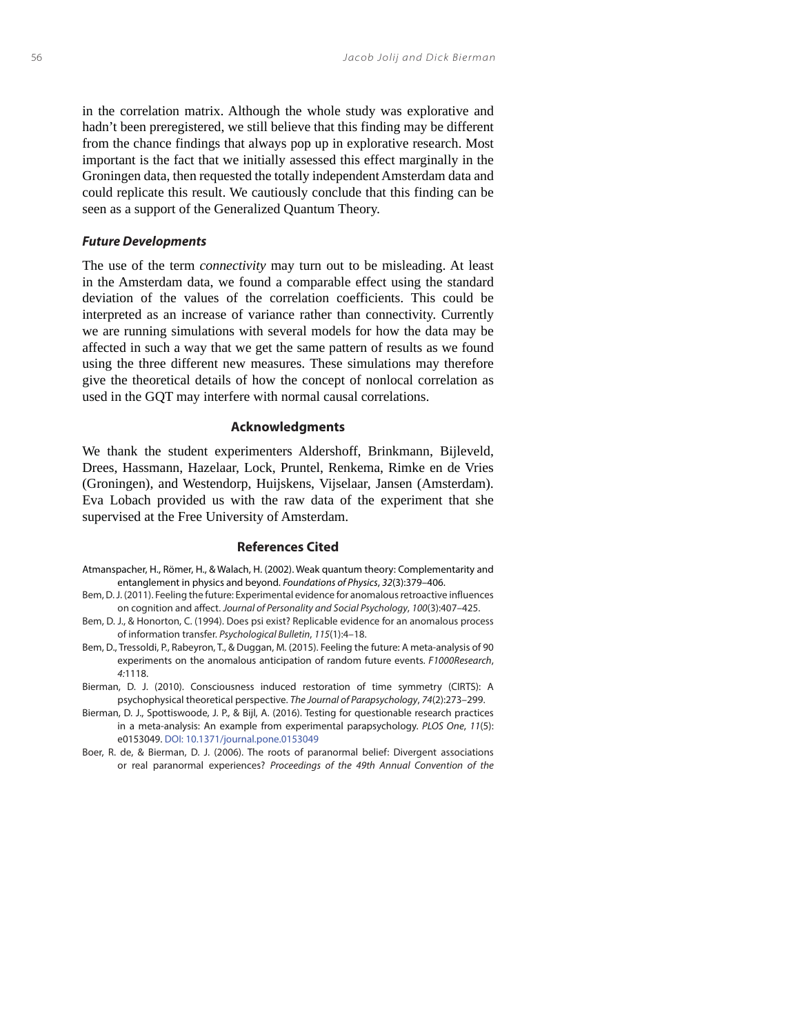in the correlation matrix. Although the whole study was explorative and hadn't been preregistered, we still believe that this finding may be different from the chance findings that always pop up in explorative research. Most important is the fact that we initially assessed this effect marginally in the Groningen data, then requested the totally independent Amsterdam data and could replicate this result. We cautiously conclude that this finding can be seen as a support of the Generalized Quantum Theory.

### *Future Developments*

The use of the term *connectivity* may turn out to be misleading. At least in the Amsterdam data, we found a comparable effect using the standard deviation of the values of the correlation coefficients. This could be interpreted as an increase of variance rather than connectivity. Currently we are running simulations with several models for how the data may be affected in such a way that we get the same pattern of results as we found using the three different new measures. These simulations may therefore give the theoretical details of how the concept of nonlocal correlation as used in the GQT may interfere with normal causal correlations.

## Acknowledgments

We thank the student experimenters Aldershoff, Brinkmann, Bijleveld, Drees, Hassmann, Hazelaar, Lock, Pruntel, Renkema, Rimke en de Vries (Groningen), and Westendorp, Huijskens, Vijselaar, Jansen (Amsterdam). Eva Lobach provided us with the raw data of the experiment that she supervised at the Free University of Amsterdam.

## References Cited

Atmanspacher, H., Römer, H., & Walach, H. (2002). Weak quantum theory: Complementarity and entanglement in physics and beyond. *Foundations of Physics*, *32*(3):379–406.

Bem, D. J. (2011). Feeling the future: Experimental evidence for anomalous retroactive influences on cognition and affect. *Journal of Personality and Social Psychology*, *100*(3):407–425.

Bem, D. J., & Honorton, C. (1994). Does psi exist? Replicable evidence for an anomalous process of information transfer. *Psychological Bulletin*, *115*(1):4–18.

Bem, D., Tressoldi, P., Rabeyron, T., & Duggan, M. (2015). Feeling the future: A meta-analysis of 90 experiments on the anomalous anticipation of random future events. *F1000Research*, *4*:1118.

Bierman, D. J. (2010). Consciousness induced restoration of time symmetry (CIRTS): A psychophysical theoretical perspective. *The Journal of Parapsychology*, *74*(2):273–299.

Bierman, D. J., Spottiswoode, J. P., & Bijl, A. (2016). Testing for questionable research practices in a meta-analysis: An example from experimental parapsychology. *PLOS One*, *11*(5): e0153049. DOI: 10.1371/journal.pone.0153049

Boer, R. de, & Bierman, D. J. (2006). The roots of paranormal belief: Divergent associations or real paranormal experiences? *Proceedings of the 49th Annual Convention of the*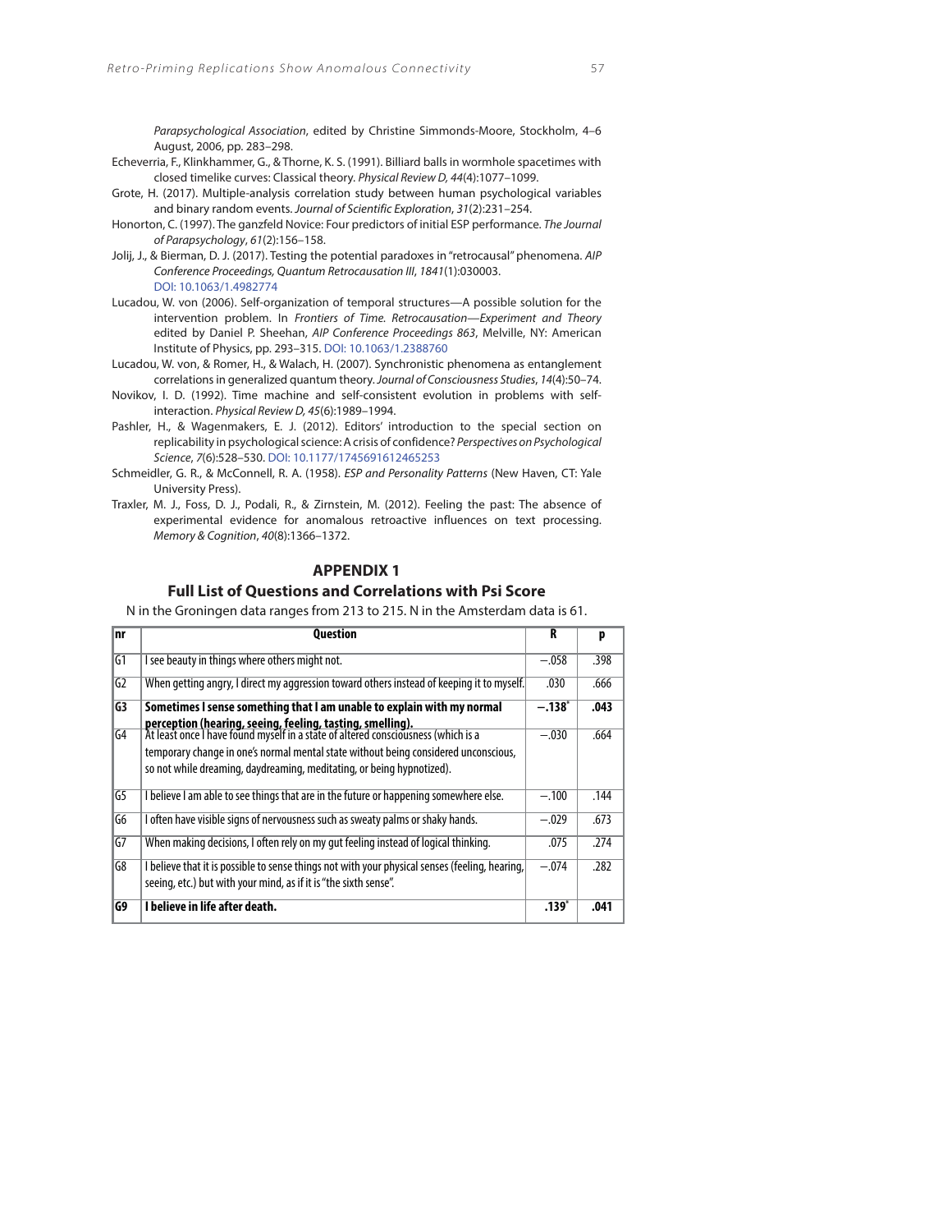Parapsychological Association*, edited by Christine Simmonds-Moore, Stockholm, 4–6 August, 2006, pp. 283–298.

Echeverria, F., Klinkhammer, G., & Thorne, K. S. (1991). Billiard balls in wormhole spacetimes with closed timelike curves: Classical theory. *Physical Review D, 44*(4):1077–1099.

Grote, H. (2017). Multiple-analysis correlation study between human psychological variables and binary random events. *Journal of Scientific Exploration*, *31*(2):231–254.

Honorton, C. (1997). The ganzfeld Novice: Four predictors of initial ESP performance. *The Journal of Parapsychology*, *61*(2):156–158.

Jolij, J., & Bierman, D. J. (2017). Testing the potential paradoxes in "retrocausal" phenomena. *AIP Conference Proceedings, Quantum Retrocausation III*, *1841*(1):030003. DOI: 10.1063/1.4982774

Lucadou, W. von (2006). Self-organization of temporal structures—A possible solution for the intervention problem. In *Frontiers of Time. Retrocausation—Experiment and Theory* edited by Daniel P. Sheehan, *AIP Conference Proceedings 863*, Melville, NY: American Institute of Physics, pp. 293–315. DOI: 10.1063/1.2388760

Lucadou, W. von, & Romer, H., & Walach, H. (2007). Synchronistic phenomena as entanglement correlations in generalized quantum theory. *Journal of Consciousness Studies*, *14*(4):50–74.

Novikov, I. D. (1992). Time machine and self-consistent evolution in problems with self-interaction. *Physical Review D, 45*(6):1989–1994.

Pashler, H., & Wagenmakers, E. J. (2012). Editors' introduction to the special section on replicability in psychological science: A crisis of confidence? *Perspectives on Psychological Science*, *7*(6):528–530. DOI: 10.1177/1745691612465253

Schmeidler, G. R., & McConnell, R. A. (1958). *ESP and Personality Patterns* (New Haven, CT: Yale University Press).

Traxler, M. J., Foss, D. J., Podali, R., & Zirnstein, M. (2012). Feeling the past: The absence of experimental evidence for anomalous retroactive influences on text processing. *Memory & Cognition*, *40*(8):1366–1372.

## APPENDIX 1

### Full List of Questions and Correlations with Psi Score

N in the Groningen data ranges from 213 to 215. N in the Amsterdam data is 61.

| nr | Question | R | p |
|---|---|---|---|
| G1 | I see beauty in things where others might not. | −.058 | .398 |
| G2 | When getting angry, I direct my aggression toward others instead of keeping it to myself. | .030 | .666 |
| **G3** | **Sometimes I sense something that I am unable to explain with my normal perception (hearing, seeing, feeling, tasting, smelling).** | **−.138*** | **.043** |
| G4 | At least once I have found myself in a state of altered consciousness (which is a temporary change in one's normal mental state without being considered unconscious, so not while dreaming, daydreaming, meditating, or being hypnotized). | −.030 | .664 |
| G5 | I believe I am able to see things that are in the future or happening somewhere else. | −.100 | .144 |
| G6 | I often have visible signs of nervousness such as sweaty palms or shaky hands. | −.029 | .673 |
| G7 | When making decisions, I often rely on my gut feeling instead of logical thinking. | .075 | .274 |
| G8 | I believe that it is possible to sense things not with your physical senses (feeling, hearing, seeing, etc.) but with your mind, as if it is "the sixth sense". | −.074 | .282 |
| **G9** | **I believe in life after death.** | **.139*** | **.041** |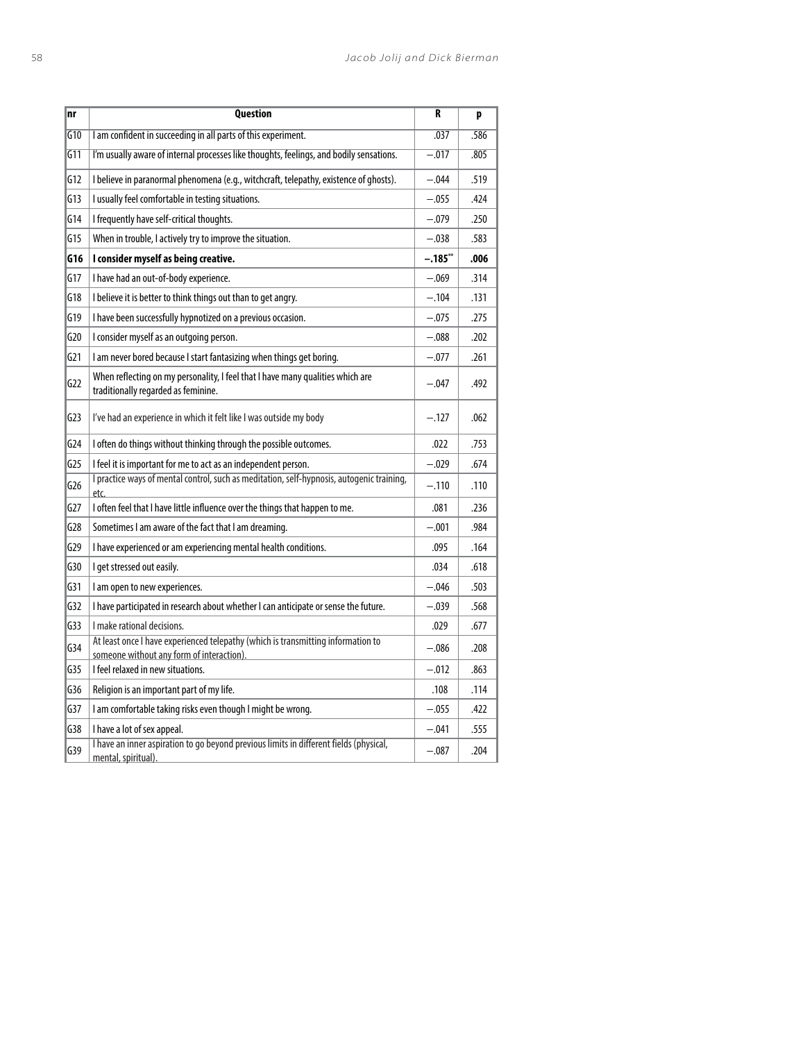| nr | Question | R | p |
|---|---|---|---|
| G10 | I am confident in succeeding in all parts of this experiment. | .037 | .586 |
| G11 | I'm usually aware of internal processes like thoughts, feelings, and bodily sensations. | −.017 | .805 |
| G12 | I believe in paranormal phenomena (e.g., witchcraft, telepathy, existence of ghosts). | −.044 | .519 |
| G13 | I usually feel comfortable in testing situations. | −.055 | .424 |
| G14 | I frequently have self-critical thoughts. | −.079 | .250 |
| G15 | When in trouble, I actively try to improve the situation. | −.038 | .583 |
| **G16** | **I consider myself as being creative.** | **−.185**** | **.006** |
| G17 | I have had an out-of-body experience. | −.069 | .314 |
| G18 | I believe it is better to think things out than to get angry. | −.104 | .131 |
| G19 | I have been successfully hypnotized on a previous occasion. | −.075 | .275 |
| G20 | I consider myself as an outgoing person. | −.088 | .202 |
| G21 | I am never bored because I start fantasizing when things get boring. | −.077 | .261 |
| G22 | When reflecting on my personality, I feel that I have many qualities which are traditionally regarded as feminine. | −.047 | .492 |
| G23 | I've had an experience in which it felt like I was outside my body | −.127 | .062 |
| G24 | I often do things without thinking through the possible outcomes. | .022 | .753 |
| G25 | I feel it is important for me to act as an independent person. | −.029 | .674 |
| G26 | I practice ways of mental control, such as meditation, self-hypnosis, autogenic training, etc. | −.110 | .110 |
| G27 | I often feel that I have little influence over the things that happen to me. | .081 | .236 |
| G28 | Sometimes I am aware of the fact that I am dreaming. | −.001 | .984 |
| G29 | I have experienced or am experiencing mental health conditions. | .095 | .164 |
| G30 | I get stressed out easily. | .034 | .618 |
| G31 | I am open to new experiences. | −.046 | .503 |
| G32 | I have participated in research about whether I can anticipate or sense the future. | −.039 | .568 |
| G33 | I make rational decisions. | .029 | .677 |
| G34 | At least once I have experienced telepathy (which is transmitting information to someone without any form of interaction). | −.086 | .208 |
| G35 | I feel relaxed in new situations. | −.012 | .863 |
| G36 | Religion is an important part of my life. | .108 | .114 |
| G37 | I am comfortable taking risks even though I might be wrong. | −.055 | .422 |
| G38 | I have a lot of sex appeal. | −.041 | .555 |
| G39 | I have an inner aspiration to go beyond previous limits in different fields (physical, mental, spiritual). | −.087 | .204 |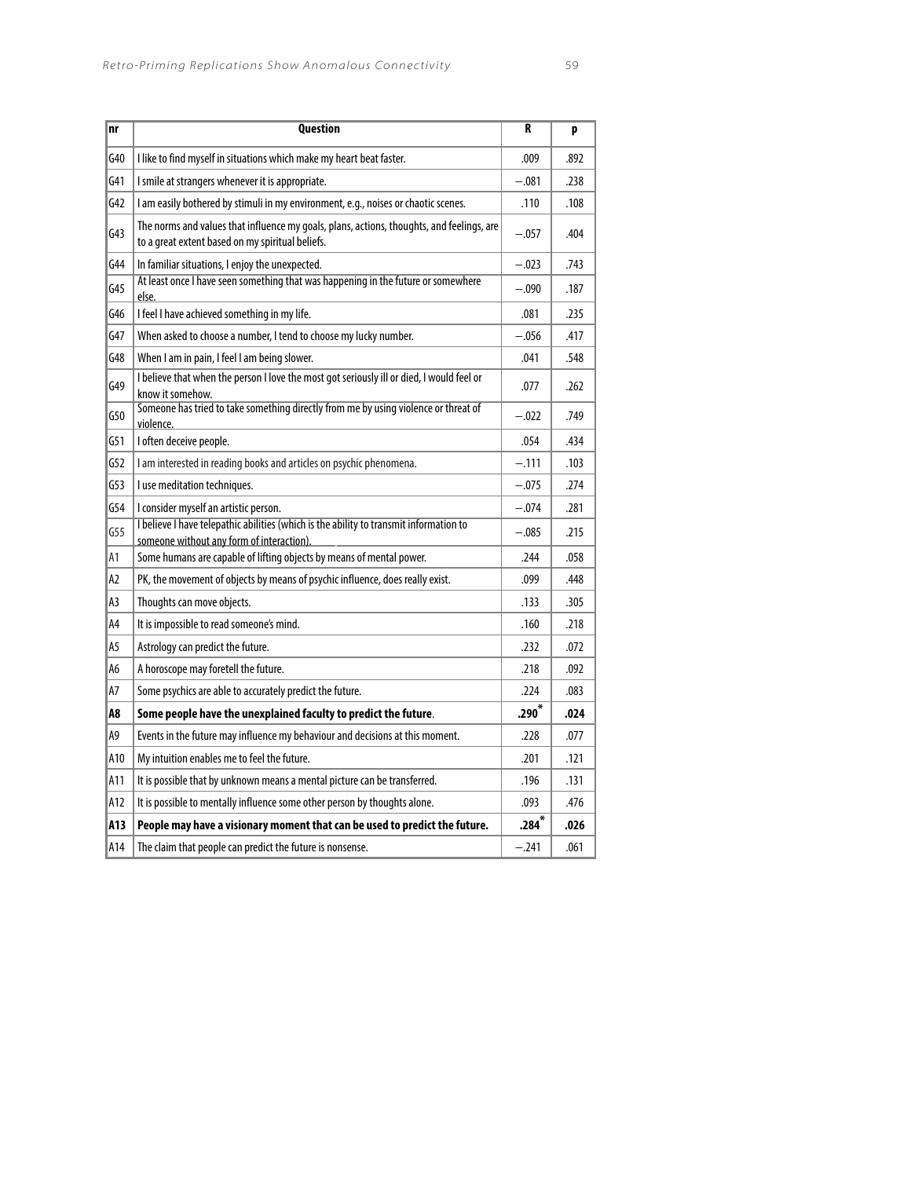| nr | Question | R | p |
|---|---|---|---|
| G40 | I like to find myself in situations which make my heart beat faster. | .009 | .892 |
| G41 | I smile at strangers whenever it is appropriate. | −.081 | .238 |
| G42 | I am easily bothered by stimuli in my environment, e.g., noises or chaotic scenes. | .110 | .108 |
| G43 | The norms and values that influence my goals, plans, actions, thoughts, and feelings, are to a great extent based on my spiritual beliefs. | −.057 | .404 |
| G44 | In familiar situations, I enjoy the unexpected. | −.023 | .743 |
| G45 | At least once I have seen something that was happening in the future or somewhere else. | −.090 | .187 |
| G46 | I feel I have achieved something in my life. | .081 | .235 |
| G47 | When asked to choose a number, I tend to choose my lucky number. | −.056 | .417 |
| G48 | When I am in pain, I feel I am being slower. | .041 | .548 |
| G49 | I believe that when the person I love the most got seriously ill or died, I would feel or know it somehow. | .077 | .262 |
| G50 | Someone has tried to take something directly from me by using violence or threat of violence. | −.022 | .749 |
| G51 | I often deceive people. | .054 | .434 |
| G52 | I am interested in reading books and articles on psychic phenomena. | −.111 | .103 |
| G53 | I use meditation techniques. | −.075 | .274 |
| G54 | I consider myself an artistic person. | −.074 | .281 |
| G55 | I believe I have telepathic abilities (which is the ability to transmit information to someone without any form of interaction). | −.085 | .215 |
| A1 | Some humans are capable of lifting objects by means of mental power. | .244 | .058 |
| A2 | PK, the movement of objects by means of psychic influence, does really exist. | .099 | .448 |
| A3 | Thoughts can move objects. | .133 | .305 |
| A4 | It is impossible to read someone's mind. | .160 | .218 |
| A5 | Astrology can predict the future. | .232 | .072 |
| A6 | A horoscope may foretell the future. | .218 | .092 |
| A7 | Some psychics are able to accurately predict the future. | .224 | .083 |
| **A8** | **Some people have the unexplained faculty to predict the future**. | **.290*** | **.024** |
| A9 | Events in the future may influence my behaviour and decisions at this moment. | .228 | .077 |
| A10 | My intuition enables me to feel the future. | .201 | .121 |
| A11 | It is possible that by unknown means a mental picture can be transferred. | .196 | .131 |
| A12 | It is possible to mentally influence some other person by thoughts alone. | .093 | .476 |
| **A13** | **People may have a visionary moment that can be used to predict the future.** | **.284*** | **.026** |
| A14 | The claim that people can predict the future is nonsense. | −.241 | .061 |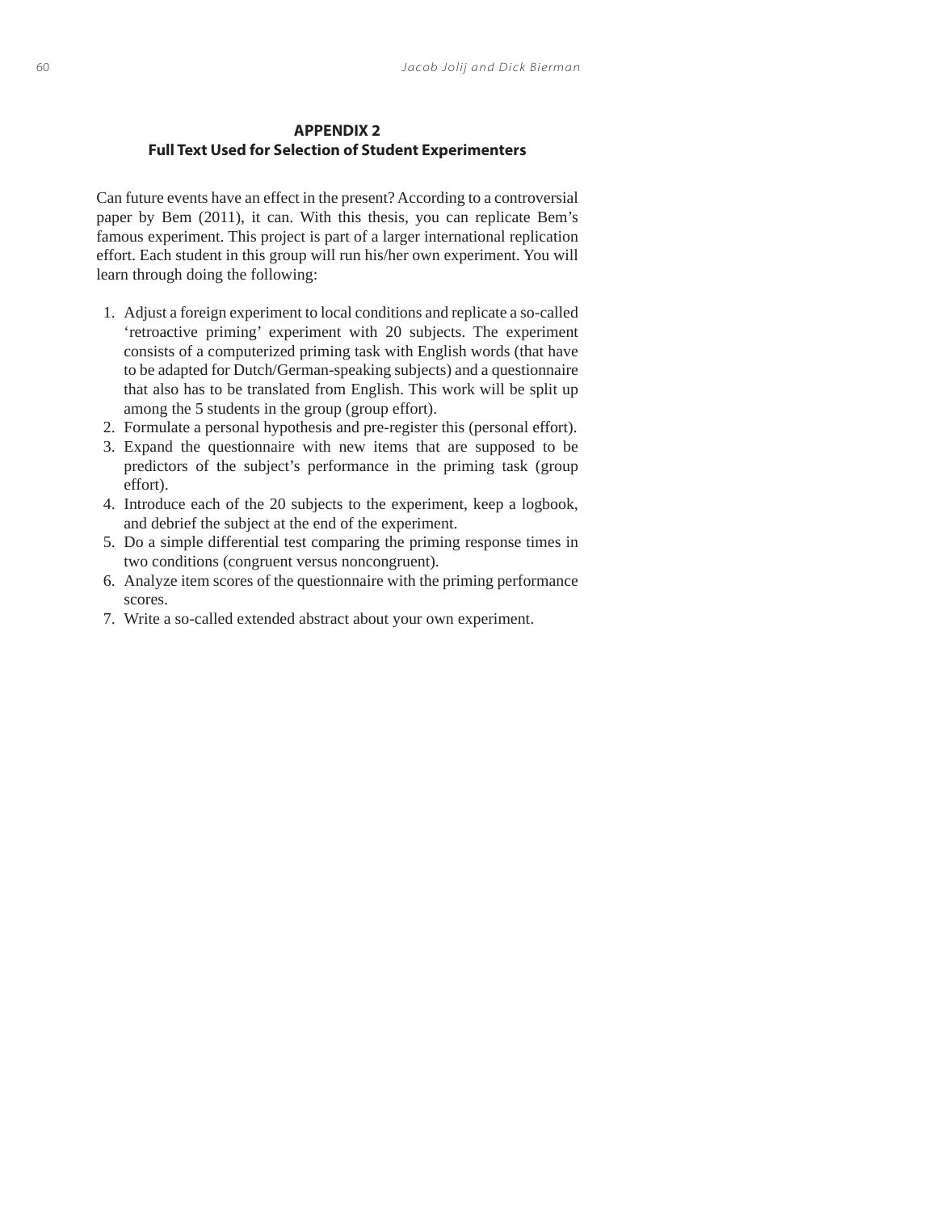## APPENDIX 2
## Full Text Used for Selection of Student Experimenters

Can future events have an effect in the present? According to a controversial paper by Bem (2011), it can. With this thesis, you can replicate Bem's famous experiment. This project is part of a larger international replication effort. Each student in this group will run his/her own experiment. You will learn through doing the following:

1. Adjust a foreign experiment to local conditions and replicate a so-called 'retroactive priming' experiment with 20 subjects. The experiment consists of a computerized priming task with English words (that have to be adapted for Dutch/German-speaking subjects) and a questionnaire that also has to be translated from English. This work will be split up among the 5 students in the group (group effort).
2. Formulate a personal hypothesis and pre-register this (personal effort).
3. Expand the questionnaire with new items that are supposed to be predictors of the subject's performance in the priming task (group effort).
4. Introduce each of the 20 subjects to the experiment, keep a logbook, and debrief the subject at the end of the experiment.
5. Do a simple differential test comparing the priming response times in two conditions (congruent versus noncongruent).
6. Analyze item scores of the questionnaire with the priming performance scores.
7. Write a so-called extended abstract about your own experiment.